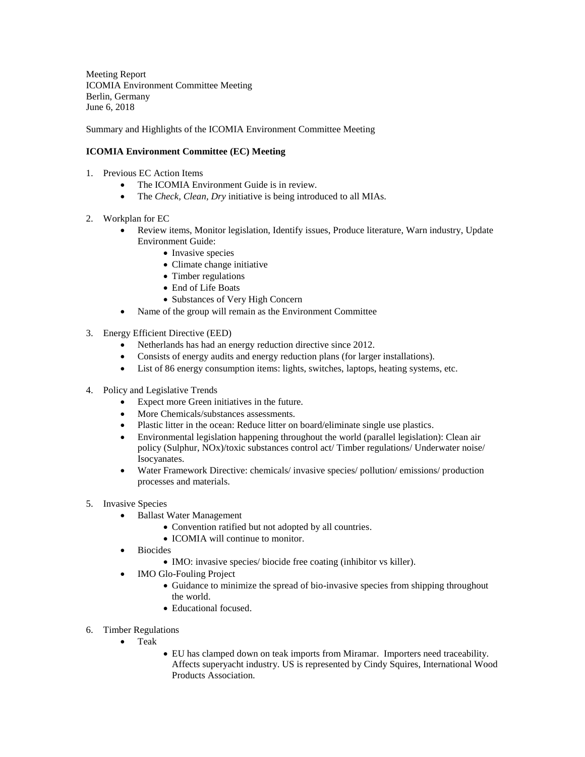Meeting Report
ICOMIA Environment Committee Meeting
Berlin, Germany
June 6, 2018

Summary and Highlights of the ICOMIA Environment Committee Meeting

**ICOMIA Environment Committee (EC) Meeting**

1. Previous EC Action Items
    - The ICOMIA Environment Guide is in review.
    - The *Check, Clean, Dry* initiative is being introduced to all MIAs.

2. Workplan for EC
    - Review items, Monitor legislation, Identify issues, Produce literature, Warn industry, Update Environment Guide:
        - Invasive species
        - Climate change initiative
        - Timber regulations
        - End of Life Boats
        - Substances of Very High Concern
    - Name of the group will remain as the Environment Committee

3. Energy Efficient Directive (EED)
    - Netherlands has had an energy reduction directive since 2012.
    - Consists of energy audits and energy reduction plans (for larger installations).
    - List of 86 energy consumption items: lights, switches, laptops, heating systems, etc.

4. Policy and Legislative Trends
    - Expect more Green initiatives in the future.
    - More Chemicals/substances assessments.
    - Plastic litter in the ocean: Reduce litter on board/eliminate single use plastics.
    - Environmental legislation happening throughout the world (parallel legislation): Clean air policy (Sulphur, NOx)/toxic substances control act/ Timber regulations/ Underwater noise/ Isocyanates.
    - Water Framework Directive: chemicals/ invasive species/ pollution/ emissions/ production processes and materials.

5. Invasive Species
    - Ballast Water Management
        - Convention ratified but not adopted by all countries.
        - ICOMIA will continue to monitor.
    - Biocides
        - IMO: invasive species/ biocide free coating (inhibitor vs killer).
    - IMO Glo-Fouling Project
        - Guidance to minimize the spread of bio-invasive species from shipping throughout the world.
        - Educational focused.

6. Timber Regulations
    - Teak
        - EU has clamped down on teak imports from Miramar. Importers need traceability. Affects superyacht industry. US is represented by Cindy Squires, International Wood Products Association.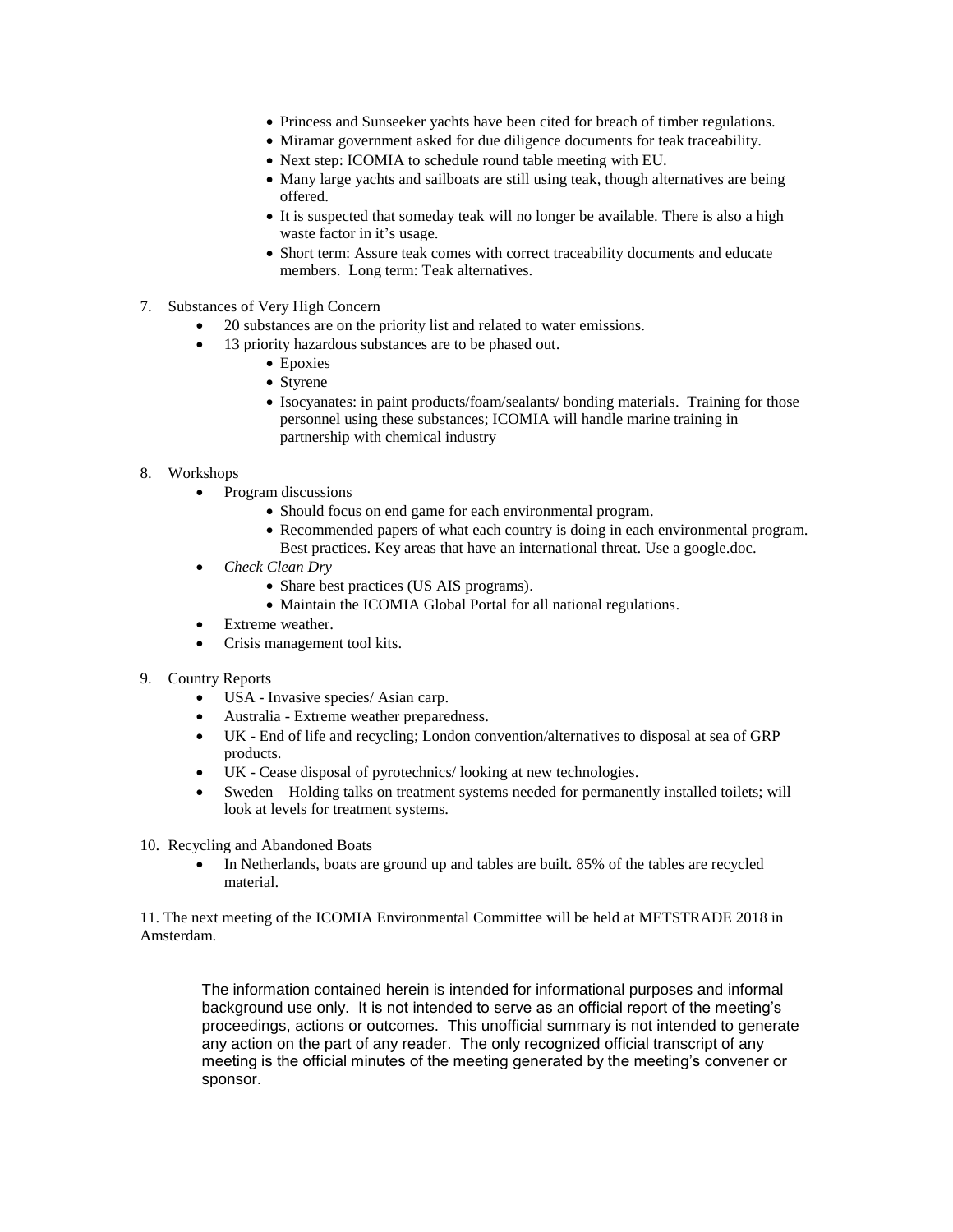- Princess and Sunseeker yachts have been cited for breach of timber regulations.
- Miramar government asked for due diligence documents for teak traceability.
- Next step: ICOMIA to schedule round table meeting with EU.
- Many large yachts and sailboats are still using teak, though alternatives are being offered.
- It is suspected that someday teak will no longer be available. There is also a high waste factor in it's usage.
- Short term: Assure teak comes with correct traceability documents and educate members. Long term: Teak alternatives.

7. Substances of Very High Concern
   - 20 substances are on the priority list and related to water emissions.
   - 13 priority hazardous substances are to be phased out.
     - Epoxies
     - Styrene
     - Isocyanates: in paint products/foam/sealants/ bonding materials. Training for those personnel using these substances; ICOMIA will handle marine training in partnership with chemical industry

8. Workshops
   - Program discussions
     - Should focus on end game for each environmental program.
     - Recommended papers of what each country is doing in each environmental program. Best practices. Key areas that have an international threat. Use a google.doc.
   - *Check Clean Dry*
     - Share best practices (US AIS programs).
     - Maintain the ICOMIA Global Portal for all national regulations.
   - Extreme weather.
   - Crisis management tool kits.

9. Country Reports
   - USA - Invasive species/ Asian carp.
   - Australia - Extreme weather preparedness.
   - UK - End of life and recycling; London convention/alternatives to disposal at sea of GRP products.
   - UK - Cease disposal of pyrotechnics/ looking at new technologies.
   - Sweden – Holding talks on treatment systems needed for permanently installed toilets; will look at levels for treatment systems.

10. Recycling and Abandoned Boats
    - In Netherlands, boats are ground up and tables are built. 85% of the tables are recycled material.

11. The next meeting of the ICOMIA Environmental Committee will be held at METSTRADE 2018 in Amsterdam.

The information contained herein is intended for informational purposes and informal background use only. It is not intended to serve as an official report of the meeting's proceedings, actions or outcomes. This unofficial summary is not intended to generate any action on the part of any reader. The only recognized official transcript of any meeting is the official minutes of the meeting generated by the meeting's convener or sponsor.